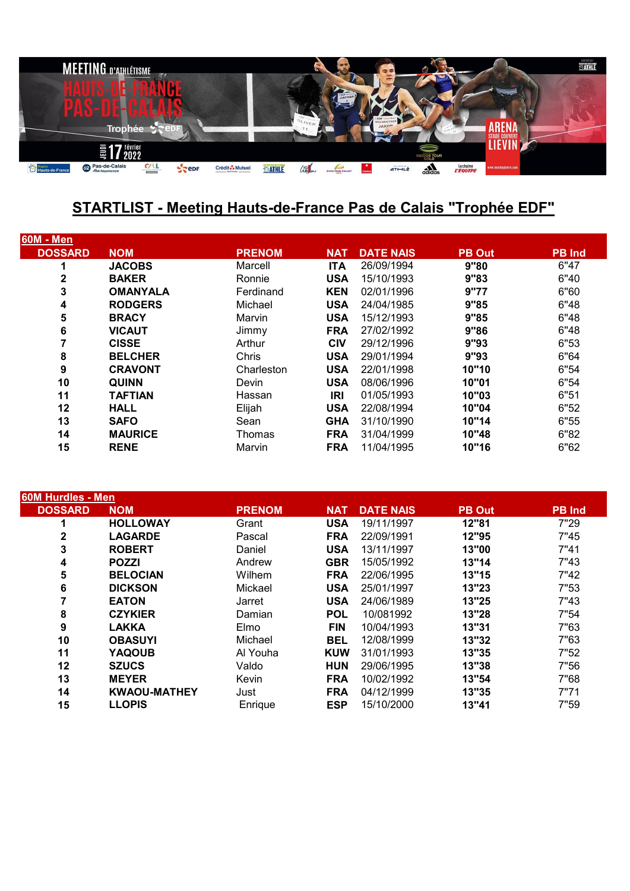## STARTLIST - Meeting Hauts-de-France Pas de Calais "Trophée EDF"

### 60M - Men

| DOSSARD | NOM | PRENOM | NAT | DATE NAIS | PB Out | PB Ind |
|---|---|---|---|---|---|---|
| 1 | **JACOBS** | Marcell | **ITA** | 26/09/1994 | **9"80** | 6"47 |
| 2 | **BAKER** | Ronnie | **USA** | 15/10/1993 | **9"83** | 6"40 |
| 3 | **OMANYALA** | Ferdinand | **KEN** | 02/01/1996 | **9"77** | 6"60 |
| 4 | **RODGERS** | Michael | **USA** | 24/04/1985 | **9"85** | 6"48 |
| 5 | **BRACY** | Marvin | **USA** | 15/12/1993 | **9"85** | 6"48 |
| 6 | **VICAUT** | Jimmy | **FRA** | 27/02/1992 | **9"86** | 6"48 |
| 7 | **CISSE** | Arthur | **CIV** | 29/12/1996 | **9"93** | 6"53 |
| 8 | **BELCHER** | Chris | **USA** | 29/01/1994 | **9"93** | 6"64 |
| 9 | **CRAVONT** | Charleston | **USA** | 22/01/1998 | **10"10** | 6"54 |
| 10 | **QUINN** | Devin | **USA** | 08/06/1996 | **10"01** | 6"54 |
| 11 | **TAFTIAN** | Hassan | **IRI** | 01/05/1993 | **10"03** | 6"51 |
| 12 | **HALL** | Elijah | **USA** | 22/08/1994 | **10"04** | 6"52 |
| 13 | **SAFO** | Sean | **GHA** | 31/10/1990 | **10"14** | 6"55 |
| 14 | **MAURICE** | Thomas | **FRA** | 31/04/1999 | **10"48** | 6"82 |
| 15 | **RENE** | Marvin | **FRA** | 11/04/1995 | **10"16** | 6"62 |

### 60M Hurdles - Men

| DOSSARD | NOM | PRENOM | NAT | DATE NAIS | PB Out | PB Ind |
|---|---|---|---|---|---|---|
| 1 | **HOLLOWAY** | Grant | **USA** | 19/11/1997 | **12"81** | 7"29 |
| 2 | **LAGARDE** | Pascal | **FRA** | 22/09/1991 | **12"95** | 7"45 |
| 3 | **ROBERT** | Daniel | **USA** | 13/11/1997 | **13"00** | 7"41 |
| 4 | **POZZI** | Andrew | **GBR** | 15/05/1992 | **13"14** | 7"43 |
| 5 | **BELOCIAN** | Wilhem | **FRA** | 22/06/1995 | **13"15** | 7"42 |
| 6 | **DICKSON** | Mickael | **USA** | 25/01/1997 | **13"23** | 7"53 |
| 7 | **EATON** | Jarret | **USA** | 24/06/1989 | **13"25** | 7"43 |
| 8 | **CZYKIER** | Damian | **POL** | 10/081992 | **13"28** | 7"54 |
| 9 | **LAKKA** | Elmo | **FIN** | 10/04/1993 | **13"31** | 7"63 |
| 10 | **OBASUYI** | Michael | **BEL** | 12/08/1999 | **13"32** | 7"63 |
| 11 | **YAQOUB** | Al Youha | **KUW** | 31/01/1993 | **13"35** | 7"52 |
| 12 | **SZUCS** | Valdo | **HUN** | 29/06/1995 | **13"38** | 7"56 |
| 13 | **MEYER** | Kevin | **FRA** | 10/02/1992 | **13"54** | 7"68 |
| 14 | **KWAOU-MATHEY** | Just | **FRA** | 04/12/1999 | **13"35** | 7"71 |
| 15 | **LLOPIS** | Enrique | **ESP** | 15/10/2000 | **13"41** | 7"59 |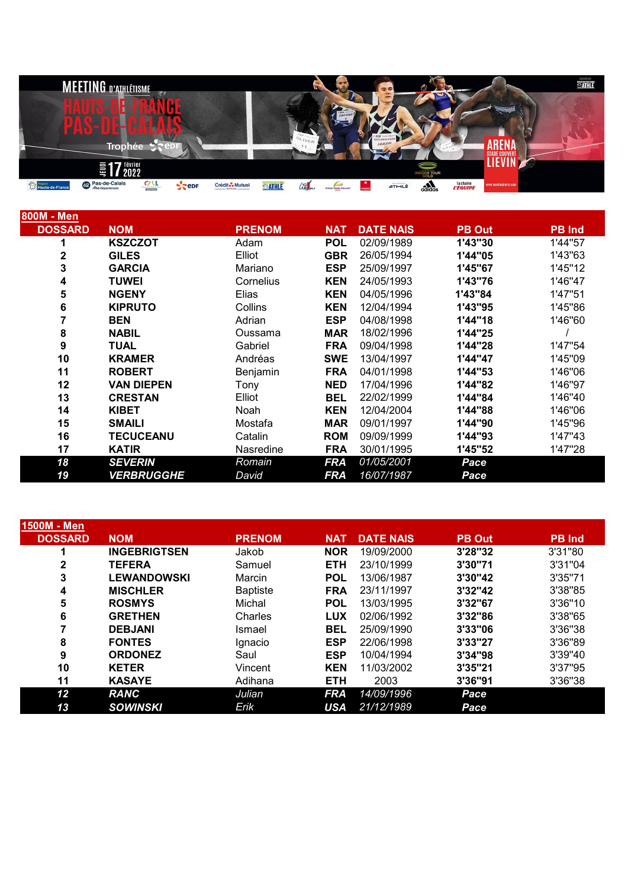MEETING D'ATHLÉTISME HAUTS-DE-FRANCE PAS-DE-CALAIS

Trophée EDF

JEUDI 17 février 2022

ARENA STADE COUVERT LIEVIN

## 800M - Men

| DOSSARD | NOM | PRENOM | NAT | DATE NAIS | PB Out | PB Ind |
|---|---|---|---|---|---|---|
| 1 | **KSZCZOT** | Adam | **POL** | 02/09/1989 | **1'43"30** | 1'44"57 |
| 2 | **GILES** | Elliot | **GBR** | 26/05/1994 | **1'44"05** | 1'43"63 |
| 3 | **GARCIA** | Mariano | **ESP** | 25/09/1997 | **1'45"67** | 1'45"12 |
| 4 | **TUWEI** | Cornelius | **KEN** | 24/05/1993 | **1'43"76** | 1'46"47 |
| 5 | **NGENY** | Elias | **KEN** | 04/05/1996 | **1'43"84** | 1'47"51 |
| 6 | **KIPRUTO** | Collins | **KEN** | 12/04/1994 | **1'43"95** | 1'45"86 |
| 7 | **BEN** | Adrian | **ESP** | 04/08/1998 | **1'44"18** | 1'46"60 |
| 8 | **NABIL** | Oussama | **MAR** | 18/02/1996 | **1'44"25** | / |
| 9 | **TUAL** | Gabriel | **FRA** | 09/04/1998 | **1'44"28** | 1'47"54 |
| 10 | **KRAMER** | Andréas | **SWE** | 13/04/1997 | **1'44"47** | 1'45"09 |
| 11 | **ROBERT** | Benjamin | **FRA** | 04/01/1998 | **1'44"53** | 1'46"06 |
| 12 | **VAN DIEPEN** | Tony | **NED** | 17/04/1996 | **1'44"82** | 1'46"97 |
| 13 | **CRESTAN** | Elliot | **BEL** | 22/02/1999 | **1'44"84** | 1'46"40 |
| 14 | **KIBET** | Noah | **KEN** | 12/04/2004 | **1'44"88** | 1'46"06 |
| 15 | **SMAILI** | Mostafa | **MAR** | 09/01/1997 | **1'44"90** | 1'45"96 |
| 16 | **TECUCEANU** | Catalin | **ROM** | 09/09/1999 | **1'44"93** | 1'47"43 |
| 17 | **KATIR** | Nasredine | **FRA** | 30/01/1995 | **1'45"52** | 1'47"28 |
| *18* | ***SEVERIN*** | *Romain* | ***FRA*** | *01/05/2001* | ***Pace*** | |
| *19* | ***VERBRUGGHE*** | *David* | ***FRA*** | *16/07/1987* | ***Pace*** | |

## 1500M - Men

| DOSSARD | NOM | PRENOM | NAT | DATE NAIS | PB Out | PB Ind |
|---|---|---|---|---|---|---|
| 1 | **INGEBRIGTSEN** | Jakob | **NOR** | 19/09/2000 | **3'28"32** | 3'31"80 |
| 2 | **TEFERA** | Samuel | **ETH** | 23/10/1999 | **3'30"71** | 3'31"04 |
| 3 | **LEWANDOWSKI** | Marcin | **POL** | 13/06/1987 | **3'30"42** | 3'35"71 |
| 4 | **MISCHLER** | Baptiste | **FRA** | 23/11/1997 | **3'32"42** | 3'38"85 |
| 5 | **ROSMYS** | Michal | **POL** | 13/03/1995 | **3'32"67** | 3'36"10 |
| 6 | **GRETHEN** | Charles | **LUX** | 02/06/1992 | **3'32"86** | 3'38"65 |
| 7 | **DEBJANI** | Ismael | **BEL** | 25/09/1990 | **3'33"06** | 3'36"38 |
| 8 | **FONTES** | Ignacio | **ESP** | 22/06/1998 | **3'33"27** | 3'36"89 |
| 9 | **ORDONEZ** | Saul | **ESP** | 10/04/1994 | **3'34"98** | 3'39"40 |
| 10 | **KETER** | Vincent | **KEN** | 11/03/2002 | **3'35"21** | 3'37"95 |
| 11 | **KASAYE** | Adihana | **ETH** | 2003 | **3'36"91** | 3'36"38 |
| *12* | ***RANC*** | *Julian* | ***FRA*** | *14/09/1996* | ***Pace*** | |
| *13* | ***SOWINSKI*** | *Erik* | ***USA*** | *21/12/1989* | ***Pace*** | |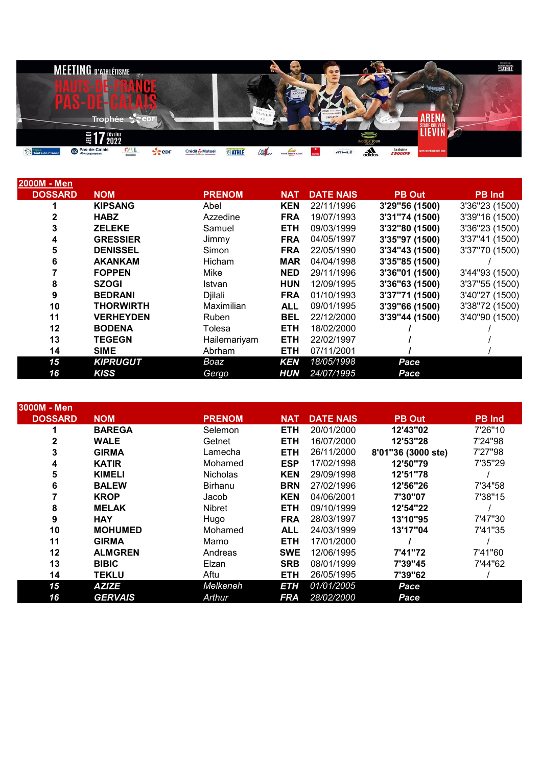# MEETING D'ATHLÉTISME HAUTS-DE-FRANCE PAS-DE-CALAIS

Trophée EDF

JEUDI 17 février 2022

ARENA STADE COUVERT LIEVIN

## 2000M - Men

| DOSSARD | NOM | PRENOM | NAT | DATE NAIS | PB Out | PB Ind |
|---|---|---|---|---|---|---|
| 1 | KIPSANG | Abel | KEN | 22/11/1996 | 3'29"56 (1500) | 3'36"23 (1500) |
| 2 | HABZ | Azzedine | FRA | 19/07/1993 | 3'31"74 (1500) | 3'39"16 (1500) |
| 3 | ZELEKE | Samuel | ETH | 09/03/1999 | 3'32"80 (1500) | 3'36"23 (1500) |
| 4 | GRESSIER | Jimmy | FRA | 04/05/1997 | 3'35"97 (1500) | 3'37"41 (1500) |
| 5 | DENISSEL | Simon | FRA | 22/05/1990 | 3'34"43 (1500) | 3'37"70 (1500) |
| 6 | AKANKAM | Hicham | MAR | 04/04/1998 | 3'35"85 (1500) | / |
| 7 | FOPPEN | Mike | NED | 29/11/1996 | 3'36"01 (1500) | 3'44"93 (1500) |
| 8 | SZOGI | Istvan | HUN | 12/09/1995 | 3'36"63 (1500) | 3'37"55 (1500) |
| 9 | BEDRANI | Djilali | FRA | 01/10/1993 | 3'37"71 (1500) | 3'40"27 (1500) |
| 10 | THORWIRTH | Maximilian | ALL | 09/01/1995 | 3'39"66 (1500) | 3'38"72 (1500) |
| 11 | VERHEYDEN | Ruben | BEL | 22/12/2000 | 3'39"44 (1500) | 3'40"90 (1500) |
| 12 | BODENA | Tolesa | ETH | 18/02/2000 | / | / |
| 13 | TEGEGN | Hailemariyam | ETH | 22/02/1997 | / | / |
| 14 | SIME | Abrham | ETH | 07/11/2001 | / | / |
| *15* | *KIPRUGUT* | *Boaz* | *KEN* | *18/05/1998* | *Pace* | |
| *16* | *KISS* | *Gergo* | *HUN* | *24/07/1995* | *Pace* | |

## 3000M - Men

| DOSSARD | NOM | PRENOM | NAT | DATE NAIS | PB Out | PB Ind |
|---|---|---|---|---|---|---|
| 1 | BAREGA | Selemon | ETH | 20/01/2000 | 12'43"02 | 7'26"10 |
| 2 | WALE | Getnet | ETH | 16/07/2000 | 12'53"28 | 7'24"98 |
| 3 | GIRMA | Lamecha | ETH | 26/11/2000 | 8'01"36 (3000 ste) | 7'27"98 |
| 4 | KATIR | Mohamed | ESP | 17/02/1998 | 12'50"79 | 7'35"29 |
| 5 | KIMELI | Nicholas | KEN | 29/09/1998 | 12'51"78 | / |
| 6 | BALEW | Birhanu | BRN | 27/02/1996 | 12'56"26 | 7'34"58 |
| 7 | KROP | Jacob | KEN | 04/06/2001 | 7'30"07 | 7'38"15 |
| 8 | MELAK | Nibret | ETH | 09/10/1999 | 12'54"22 | / |
| 9 | HAY | Hugo | FRA | 28/03/1997 | 13'10"95 | 7'47"30 |
| 10 | MOHUMED | Mohamed | ALL | 24/03/1999 | 13'17"04 | 7'41"35 |
| 11 | GIRMA | Mamo | ETH | 17/01/2000 | / | / |
| 12 | ALMGREN | Andreas | SWE | 12/06/1995 | 7'41"72 | 7'41"60 |
| 13 | BIBIC | Elzan | SRB | 08/01/1999 | 7'39"45 | 7'44"62 |
| 14 | TEKLU | Aftu | ETH | 26/05/1995 | 7'39"62 | / |
| *15* | *AZIZE* | *Melkeneh* | *ETH* | *01/01/2005* | *Pace* | |
| *16* | *GERVAIS* | *Arthur* | *FRA* | *28/02/2000* | *Pace* | |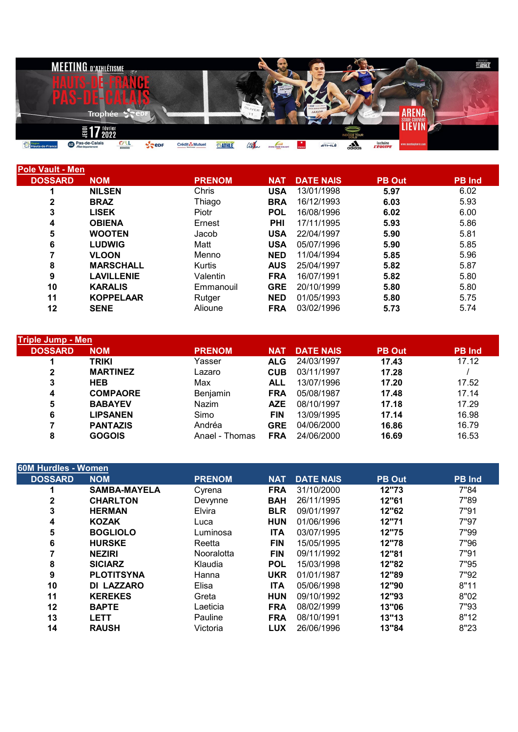MEETING D'ATHLÉTISME HAUTS-DE-FRANCE PAS-DE-CALAIS

Trophée EDF

JEUDI 17 février 2022

ARENA STADE COUVERT LIEVIN

## Pole Vault - Men

| DOSSARD | NOM | PRENOM | NAT | DATE NAIS | PB Out | PB Ind |
|---|---|---|---|---|---|---|
| 1 | NILSEN | Chris | USA | 13/01/1998 | 5.97 | 6.02 |
| 2 | BRAZ | Thiago | BRA | 16/12/1993 | 6.03 | 5.93 |
| 3 | LISEK | Piotr | POL | 16/08/1996 | 6.02 | 6.00 |
| 4 | OBIENA | Ernest | PHI | 17/11/1995 | 5.93 | 5.86 |
| 5 | WOOTEN | Jacob | USA | 22/04/1997 | 5.90 | 5.81 |
| 6 | LUDWIG | Matt | USA | 05/07/1996 | 5.90 | 5.85 |
| 7 | VLOON | Menno | NED | 11/04/1994 | 5.85 | 5.96 |
| 8 | MARSCHALL | Kurtis | AUS | 25/04/1997 | 5.82 | 5.87 |
| 9 | LAVILLENIE | Valentin | FRA | 16/07/1991 | 5.82 | 5.80 |
| 10 | KARALIS | Emmanouil | GRE | 20/10/1999 | 5.80 | 5.80 |
| 11 | KOPPELAAR | Rutger | NED | 01/05/1993 | 5.80 | 5.75 |
| 12 | SENE | Alioune | FRA | 03/02/1996 | 5.73 | 5.74 |

## Triple Jump - Men

| DOSSARD | NOM | PRENOM | NAT | DATE NAIS | PB Out | PB Ind |
|---|---|---|---|---|---|---|
| 1 | TRIKI | Yasser | ALG | 24/03/1997 | 17.43 | 17.12 |
| 2 | MARTINEZ | Lazaro | CUB | 03/11/1997 | 17.28 | / |
| 3 | HEB | Max | ALL | 13/07/1996 | 17.20 | 17.52 |
| 4 | COMPAORE | Benjamin | FRA | 05/08/1987 | 17.48 | 17.14 |
| 5 | BABAYEV | Nazim | AZE | 08/10/1997 | 17.18 | 17.29 |
| 6 | LIPSANEN | Simo | FIN | 13/09/1995 | 17.14 | 16.98 |
| 7 | PANTAZIS | Andréa | GRE | 04/06/2000 | 16.86 | 16.79 |
| 8 | GOGOIS | Anael - Thomas | FRA | 24/06/2000 | 16.69 | 16.53 |

## 60M Hurdles - Women

| DOSSARD | NOM | PRENOM | NAT | DATE NAIS | PB Out | PB Ind |
|---|---|---|---|---|---|---|
| 1 | SAMBA-MAYELA | Cyrena | FRA | 31/10/2000 | 12"73 | 7"84 |
| 2 | CHARLTON | Devynne | BAH | 26/11/1995 | 12"61 | 7"89 |
| 3 | HERMAN | Elvira | BLR | 09/01/1997 | 12"62 | 7"91 |
| 4 | KOZAK | Luca | HUN | 01/06/1996 | 12"71 | 7"97 |
| 5 | BOGLIOLO | Luminosa | ITA | 03/07/1995 | 12"75 | 7"99 |
| 6 | HURSKE | Reetta | FIN | 15/05/1995 | 12"78 | 7"96 |
| 7 | NEZIRI | Nooralotta | FIN | 09/11/1992 | 12"81 | 7"91 |
| 8 | SICIARZ | Klaudia | POL | 15/03/1998 | 12"82 | 7"95 |
| 9 | PLOTITSYNA | Hanna | UKR | 01/01/1987 | 12"89 | 7"92 |
| 10 | DI LAZZARO | Elisa | ITA | 05/06/1998 | 12"90 | 8"11 |
| 11 | KEREKES | Greta | HUN | 09/10/1992 | 12"93 | 8"02 |
| 12 | BAPTE | Laeticia | FRA | 08/02/1999 | 13"06 | 7"93 |
| 13 | LETT | Pauline | FRA | 08/10/1991 | 13"13 | 8"12 |
| 14 | RAUSH | Victoria | LUX | 26/06/1996 | 13"84 | 8"23 |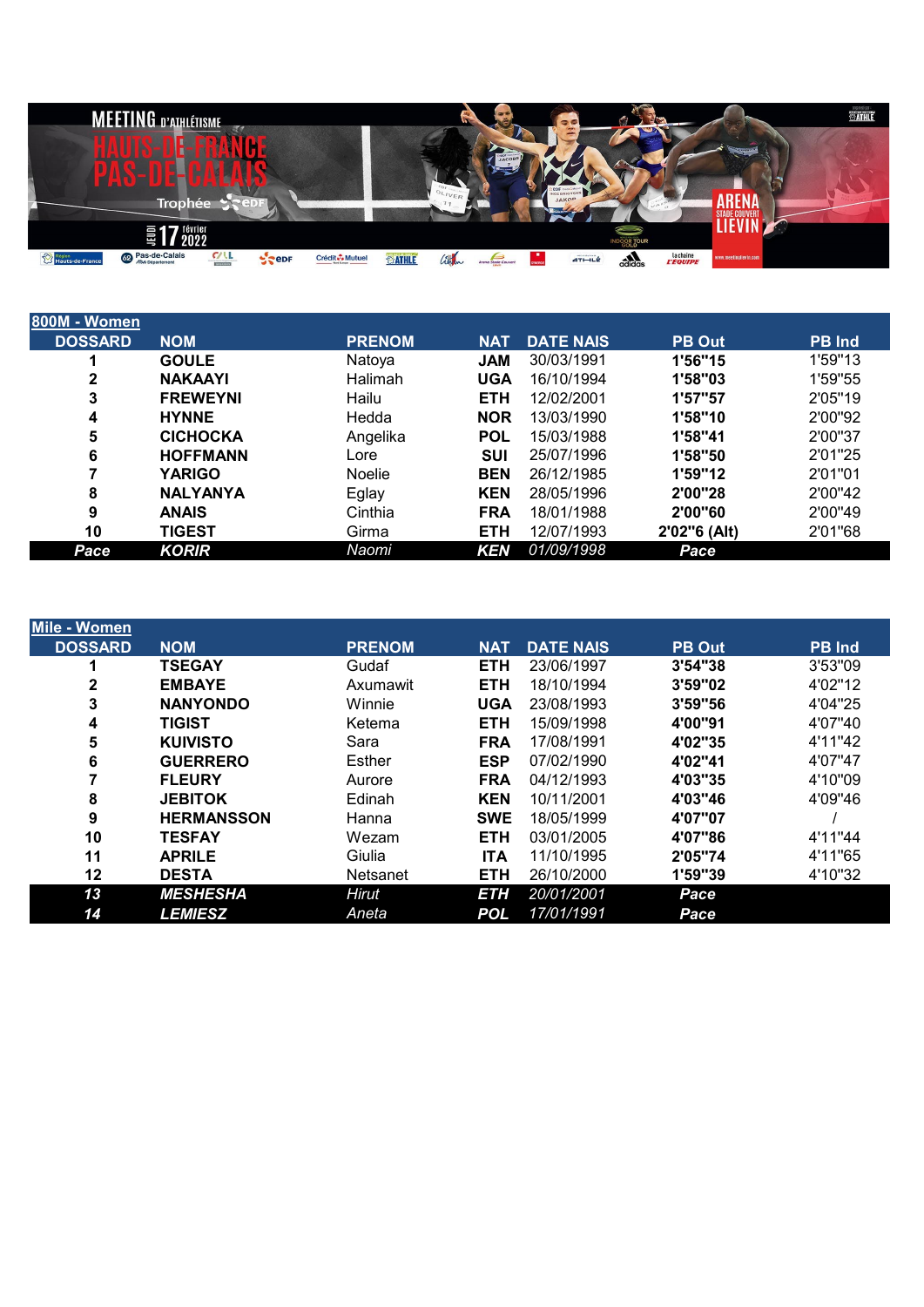MEETING D'ATHLÉTISME HAUTS-DE-FRANCE PAS-DE-CALAIS

Trophée EDF

JEUDI 17 février 2022

ARENA STADE COUVERT LIEVIN

## 800M - Women

| DOSSARD | NOM | PRENOM | NAT | DATE NAIS | PB Out | PB Ind |
|---|---|---|---|---|---|---|
| 1 | **GOULE** | Natoya | **JAM** | 30/03/1991 | **1'56"15** | 1'59"13 |
| 2 | **NAKAAYI** | Halimah | **UGA** | 16/10/1994 | **1'58"03** | 1'59"55 |
| 3 | **FREWEYNI** | Hailu | **ETH** | 12/02/2001 | **1'57"57** | 2'05"19 |
| 4 | **HYNNE** | Hedda | **NOR** | 13/03/1990 | **1'58"10** | 2'00"92 |
| 5 | **CICHOCKA** | Angelika | **POL** | 15/03/1988 | **1'58"41** | 2'00"37 |
| 6 | **HOFFMANN** | Lore | **SUI** | 25/07/1996 | **1'58"50** | 2'01"25 |
| 7 | **YARIGO** | Noelie | **BEN** | 26/12/1985 | **1'59"12** | 2'01"01 |
| 8 | **NALYANYA** | Eglay | **KEN** | 28/05/1996 | **2'00"28** | 2'00"42 |
| 9 | **ANAIS** | Cinthia | **FRA** | 18/01/1988 | **2'00"60** | 2'00"49 |
| 10 | **TIGEST** | Girma | **ETH** | 12/07/1993 | **2'02"6 (Alt)** | 2'01"68 |
| *Pace* | *KORIR* | *Naomi* | *KEN* | *01/09/1998* | *Pace* | |

## Mile - Women

| DOSSARD | NOM | PRENOM | NAT | DATE NAIS | PB Out | PB Ind |
|---|---|---|---|---|---|---|
| 1 | **TSEGAY** | Gudaf | **ETH** | 23/06/1997 | **3'54"38** | 3'53"09 |
| 2 | **EMBAYE** | Axumawit | **ETH** | 18/10/1994 | **3'59"02** | 4'02"12 |
| 3 | **NANYONDO** | Winnie | **UGA** | 23/08/1993 | **3'59"56** | 4'04"25 |
| 4 | **TIGIST** | Ketema | **ETH** | 15/09/1998 | **4'00"91** | 4'07"40 |
| 5 | **KUIVISTO** | Sara | **FRA** | 17/08/1991 | **4'02"35** | 4'11"42 |
| 6 | **GUERRERO** | Esther | **ESP** | 07/02/1990 | **4'02"41** | 4'07"47 |
| 7 | **FLEURY** | Aurore | **FRA** | 04/12/1993 | **4'03"35** | 4'10"09 |
| 8 | **JEBITOK** | Edinah | **KEN** | 10/11/2001 | **4'03"46** | 4'09"46 |
| 9 | **HERMANSSON** | Hanna | **SWE** | 18/05/1999 | **4'07"07** | / |
| 10 | **TESFAY** | Wezam | **ETH** | 03/01/2005 | **4'07"86** | 4'11"44 |
| 11 | **APRILE** | Giulia | **ITA** | 11/10/1995 | **2'05"74** | 4'11"65 |
| 12 | **DESTA** | Netsanet | **ETH** | 26/10/2000 | **1'59"39** | 4'10"32 |
| *13* | *MESHESHA* | *Hirut* | *ETH* | *20/01/2001* | *Pace* | |
| *14* | *LEMIESZ* | *Aneta* | *POL* | *17/01/1991* | *Pace* | |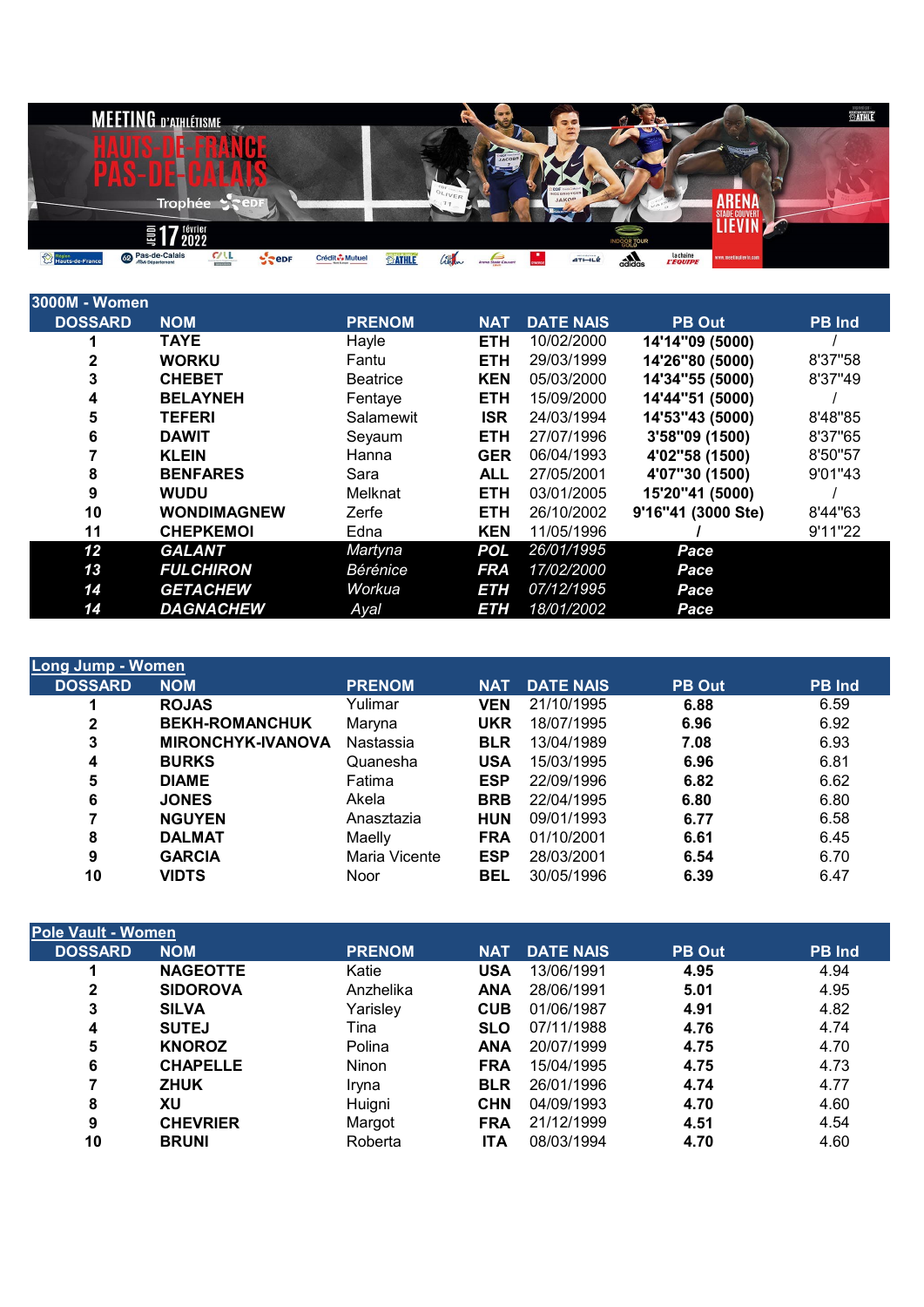MEETING D'ATHLÉTISME HAUTS-DE-FRANCE PAS-DE-CALAIS

Trophée EDF

JEUDI 17 février 2022

ARENA STADE COUVERT LIEVIN

## 3000M - Women

| DOSSARD | NOM | PRENOM | NAT | DATE NAIS | PB Out | PB Ind |
|---|---|---|---|---|---|---|
| 1 | **TAYE** | Hayle | **ETH** | 10/02/2000 | **14'14''09 (5000)** | / |
| 2 | **WORKU** | Fantu | **ETH** | 29/03/1999 | **14'26''80 (5000)** | 8'37''58 |
| 3 | **CHEBET** | Beatrice | **KEN** | 05/03/2000 | **14'34''55 (5000)** | 8'37''49 |
| 4 | **BELAYNEH** | Fentaye | **ETH** | 15/09/2000 | **14'44''51 (5000)** | / |
| 5 | **TEFERI** | Salamewit | **ISR** | 24/03/1994 | **14'53''43 (5000)** | 8'48''85 |
| 6 | **DAWIT** | Seyaum | **ETH** | 27/07/1996 | **3'58''09 (1500)** | 8'37''65 |
| 7 | **KLEIN** | Hanna | **GER** | 06/04/1993 | **4'02''58 (1500)** | 8'50''57 |
| 8 | **BENFARES** | Sara | **ALL** | 27/05/2001 | **4'07''30 (1500)** | 9'01''43 |
| 9 | **WUDU** | Melknat | **ETH** | 03/01/2005 | **15'20''41 (5000)** | / |
| 10 | **WONDIMAGNEW** | Zerfe | **ETH** | 26/10/2002 | **9'16''41 (3000 Ste)** | 8'44''63 |
| 11 | **CHEPKEMOI** | Edna | **KEN** | 11/05/1996 | **/** | 9'11''22 |
| *12* | ***GALANT*** | *Martyna* | ***POL*** | *26/01/1995* | ***Pace*** | |
| *13* | ***FULCHIRON*** | *Bérénice* | ***FRA*** | *17/02/2000* | ***Pace*** | |
| *14* | ***GETACHEW*** | *Workua* | ***ETH*** | *07/12/1995* | ***Pace*** | |
| *14* | ***DAGNACHEW*** | *Ayal* | ***ETH*** | *18/01/2002* | ***Pace*** | |

## Long Jump - Women

| DOSSARD | NOM | PRENOM | NAT | DATE NAIS | PB Out | PB Ind |
|---|---|---|---|---|---|---|
| 1 | **ROJAS** | Yulimar | **VEN** | 21/10/1995 | **6.88** | 6.59 |
| 2 | **BEKH-ROMANCHUK** | Maryna | **UKR** | 18/07/1995 | **6.96** | 6.92 |
| 3 | **MIRONCHYK-IVANOVA** | Nastassia | **BLR** | 13/04/1989 | **7.08** | 6.93 |
| 4 | **BURKS** | Quanesha | **USA** | 15/03/1995 | **6.96** | 6.81 |
| 5 | **DIAME** | Fatima | **ESP** | 22/09/1996 | **6.82** | 6.62 |
| 6 | **JONES** | Akela | **BRB** | 22/04/1995 | **6.80** | 6.80 |
| 7 | **NGUYEN** | Anasztazia | **HUN** | 09/01/1993 | **6.77** | 6.58 |
| 8 | **DALMAT** | Maelly | **FRA** | 01/10/2001 | **6.61** | 6.45 |
| 9 | **GARCIA** | Maria Vicente | **ESP** | 28/03/2001 | **6.54** | 6.70 |
| 10 | **VIDTS** | Noor | **BEL** | 30/05/1996 | **6.39** | 6.47 |

## Pole Vault - Women

| DOSSARD | NOM | PRENOM | NAT | DATE NAIS | PB Out | PB Ind |
|---|---|---|---|---|---|---|
| 1 | **NAGEOTTE** | Katie | **USA** | 13/06/1991 | **4.95** | 4.94 |
| 2 | **SIDOROVA** | Anzhelika | **ANA** | 28/06/1991 | **5.01** | 4.95 |
| 3 | **SILVA** | Yarisley | **CUB** | 01/06/1987 | **4.91** | 4.82 |
| 4 | **SUTEJ** | Tina | **SLO** | 07/11/1988 | **4.76** | 4.74 |
| 5 | **KNOROZ** | Polina | **ANA** | 20/07/1999 | **4.75** | 4.70 |
| 6 | **CHAPELLE** | Ninon | **FRA** | 15/04/1995 | **4.75** | 4.73 |
| 7 | **ZHUK** | Iryna | **BLR** | 26/01/1996 | **4.74** | 4.77 |
| 8 | **XU** | Huigni | **CHN** | 04/09/1993 | **4.70** | 4.60 |
| 9 | **CHEVRIER** | Margot | **FRA** | 21/12/1999 | **4.51** | 4.54 |
| 10 | **BRUNI** | Roberta | **ITA** | 08/03/1994 | **4.70** | 4.60 |